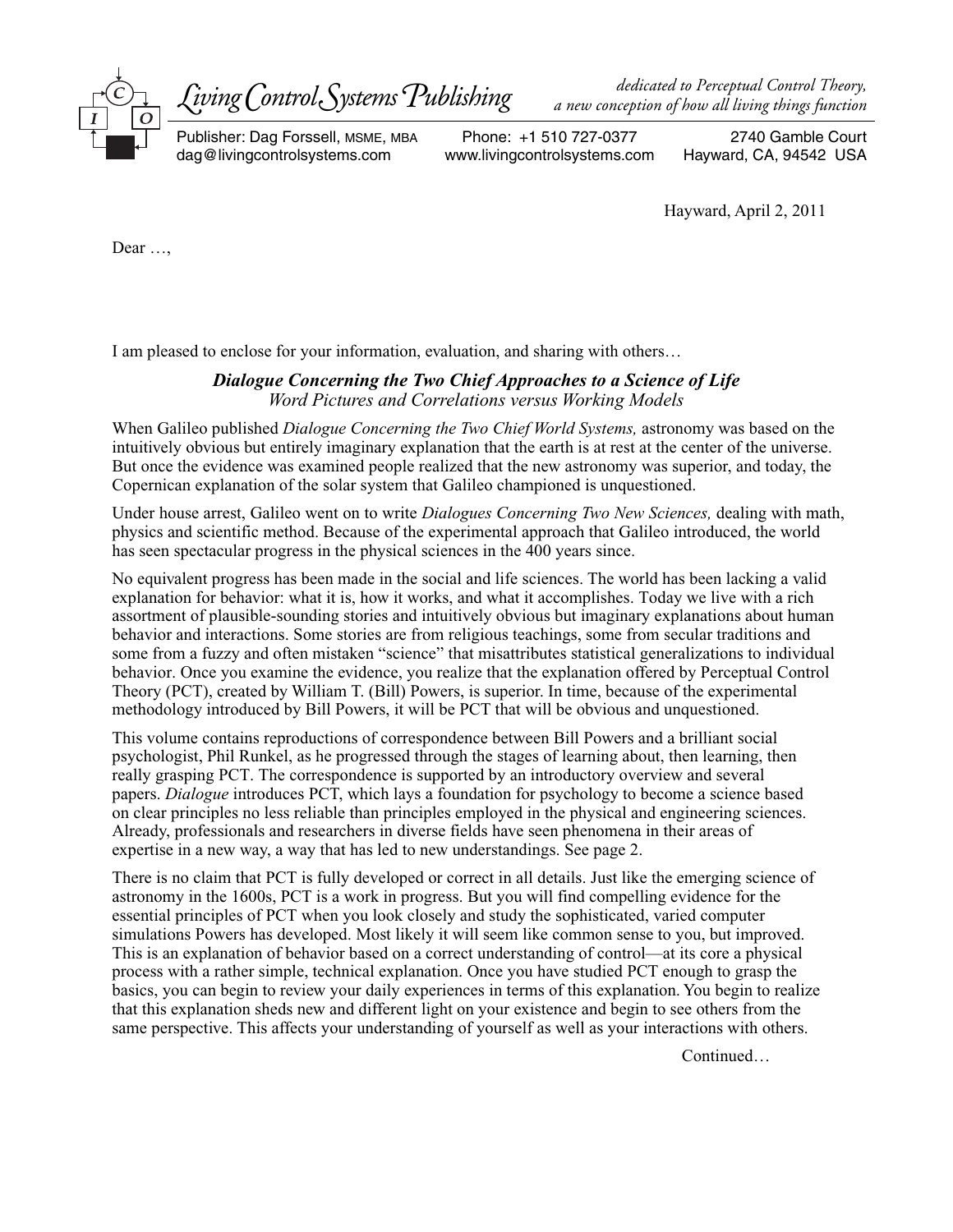Living Control Systems Publishing

*dedicated to Perceptual Control Theory, a new conception of how all living things function*

Publisher: Dag Forssell, MSME, MBA
dag@livingcontrolsystems.com

Phone: +1 510 727-0377
www.livingcontrolsystems.com

2740 Gamble Court
Hayward, CA, 94542 USA

Hayward, April 2, 2011

Dear …,

I am pleased to enclose for your information, evaluation, and sharing with others…

***Dialogue Concerning the Two Chief Approaches to a Science of Life***
*Word Pictures and Correlations versus Working Models*

When Galileo published *Dialogue Concerning the Two Chief World Systems,* astronomy was based on the intuitively obvious but entirely imaginary explanation that the earth is at rest at the center of the universe. But once the evidence was examined people realized that the new astronomy was superior, and today, the Copernican explanation of the solar system that Galileo championed is unquestioned.

Under house arrest, Galileo went on to write *Dialogues Concerning Two New Sciences,* dealing with math, physics and scientific method. Because of the experimental approach that Galileo introduced, the world has seen spectacular progress in the physical sciences in the 400 years since.

No equivalent progress has been made in the social and life sciences. The world has been lacking a valid explanation for behavior: what it is, how it works, and what it accomplishes. Today we live with a rich assortment of plausible-sounding stories and intuitively obvious but imaginary explanations about human behavior and interactions. Some stories are from religious teachings, some from secular traditions and some from a fuzzy and often mistaken "science" that misattributes statistical generalizations to individual behavior. Once you examine the evidence, you realize that the explanation offered by Perceptual Control Theory (PCT), created by William T. (Bill) Powers, is superior. In time, because of the experimental methodology introduced by Bill Powers, it will be PCT that will be obvious and unquestioned.

This volume contains reproductions of correspondence between Bill Powers and a brilliant social psychologist, Phil Runkel, as he progressed through the stages of learning about, then learning, then really grasping PCT. The correspondence is supported by an introductory overview and several papers. *Dialogue* introduces PCT, which lays a foundation for psychology to become a science based on clear principles no less reliable than principles employed in the physical and engineering sciences. Already, professionals and researchers in diverse fields have seen phenomena in their areas of expertise in a new way, a way that has led to new understandings. See page 2.

There is no claim that PCT is fully developed or correct in all details. Just like the emerging science of astronomy in the 1600s, PCT is a work in progress. But you will find compelling evidence for the essential principles of PCT when you look closely and study the sophisticated, varied computer simulations Powers has developed. Most likely it will seem like common sense to you, but improved. This is an explanation of behavior based on a correct understanding of control—at its core a physical process with a rather simple, technical explanation. Once you have studied PCT enough to grasp the basics, you can begin to review your daily experiences in terms of this explanation. You begin to realize that this explanation sheds new and different light on your existence and begin to see others from the same perspective. This affects your understanding of yourself as well as your interactions with others.

Continued…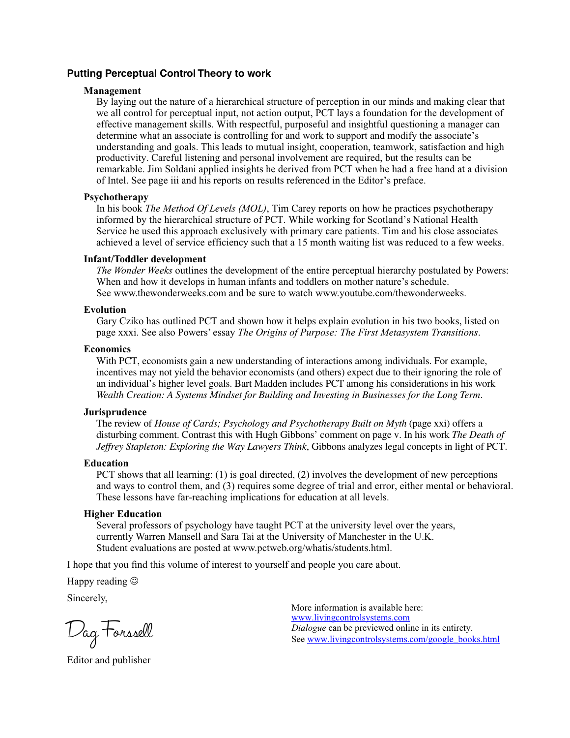## Putting Perceptual Control Theory to work

### Management

By laying out the nature of a hierarchical structure of perception in our minds and making clear that we all control for perceptual input, not action output, PCT lays a foundation for the development of effective management skills. With respectful, purposeful and insightful questioning a manager can determine what an associate is controlling for and work to support and modify the associate's understanding and goals. This leads to mutual insight, cooperation, teamwork, satisfaction and high productivity. Careful listening and personal involvement are required, but the results can be remarkable. Jim Soldani applied insights he derived from PCT when he had a free hand at a division of Intel. See page iii and his reports on results referenced in the Editor's preface.

### Psychotherapy

In his book *The Method Of Levels (MOL)*, Tim Carey reports on how he practices psychotherapy informed by the hierarchical structure of PCT. While working for Scotland's National Health Service he used this approach exclusively with primary care patients. Tim and his close associates achieved a level of service efficiency such that a 15 month waiting list was reduced to a few weeks.

### Infant/Toddler development

*The Wonder Weeks* outlines the development of the entire perceptual hierarchy postulated by Powers: When and how it develops in human infants and toddlers on mother nature's schedule.
See www.thewonderweeks.com and be sure to watch www.youtube.com/thewonderweeks.

### Evolution

Gary Cziko has outlined PCT and shown how it helps explain evolution in his two books, listed on page xxxi. See also Powers' essay *The Origins of Purpose: The First Metasystem Transitions*.

### Economics

With PCT, economists gain a new understanding of interactions among individuals. For example, incentives may not yield the behavior economists (and others) expect due to their ignoring the role of an individual's higher level goals. Bart Madden includes PCT among his considerations in his work *Wealth Creation: A Systems Mindset for Building and Investing in Businesses for the Long Term*.

### Jurisprudence

The review of *House of Cards; Psychology and Psychotherapy Built on Myth* (page xxi) offers a disturbing comment. Contrast this with Hugh Gibbons' comment on page v. In his work *The Death of Jeffrey Stapleton: Exploring the Way Lawyers Think*, Gibbons analyzes legal concepts in light of PCT.

### Education

PCT shows that all learning: (1) is goal directed, (2) involves the development of new perceptions and ways to control them, and (3) requires some degree of trial and error, either mental or behavioral. These lessons have far-reaching implications for education at all levels.

### Higher Education

Several professors of psychology have taught PCT at the university level over the years, currently Warren Mansell and Sara Tai at the University of Manchester in the U.K.
Student evaluations are posted at www.pctweb.org/whatis/students.html.

I hope that you find this volume of interest to yourself and people you care about.

Happy reading ☺

Sincerely,

Dag Forssell

Editor and publisher

More information is available here:
[www.livingcontrolsystems.com](http://www.livingcontrolsystems.com)
*Dialogue* can be previewed online in its entirety.
See [www.livingcontrolsystems.com/google_books.html](http://www.livingcontrolsystems.com/google_books.html)